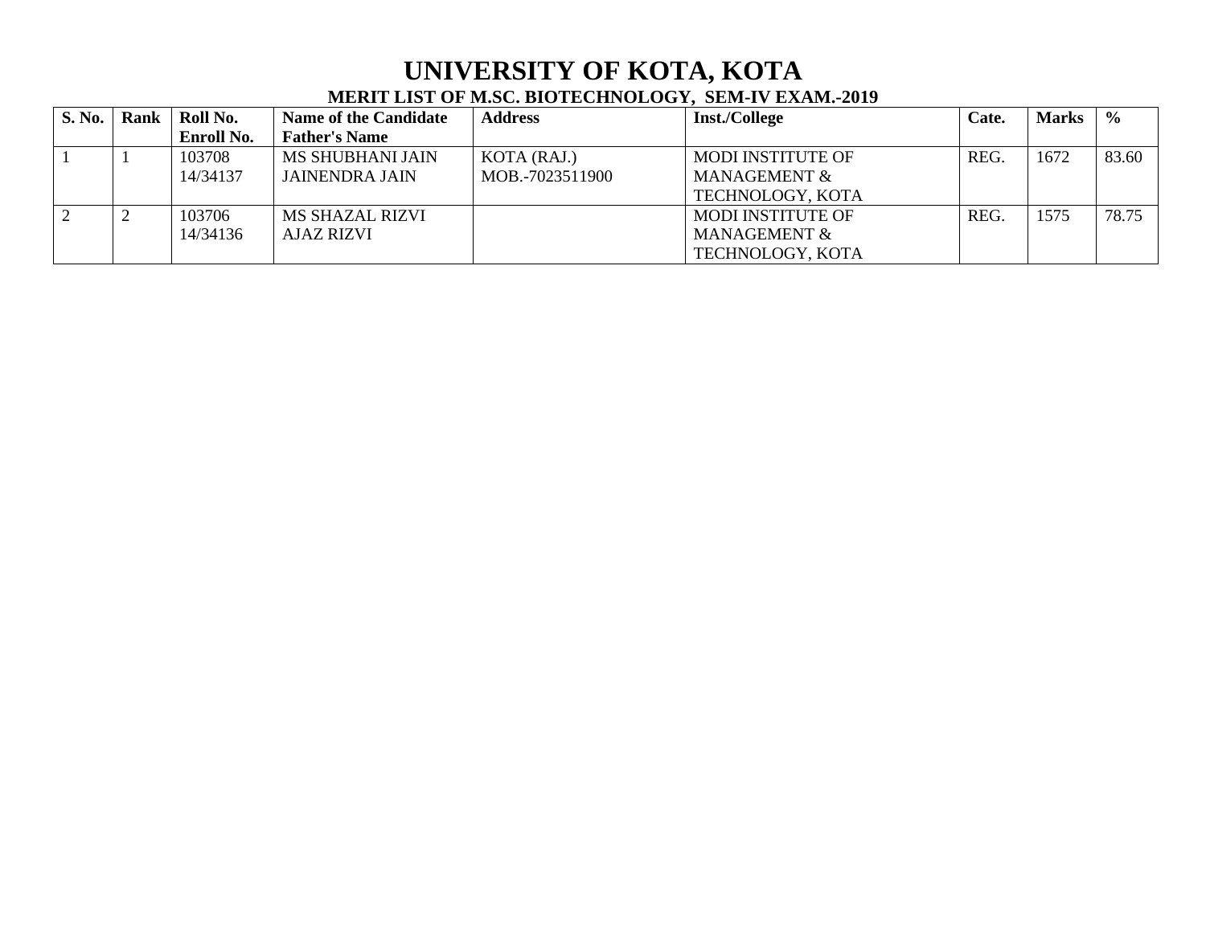# UNIVERSITY OF KOTA, KOTA

## MERIT LIST OF M.SC. BIOTECHNOLOGY, SEM-IV EXAM.-2019

| S. No. | Rank | Roll No.<br>Enroll No. | Name of the Candidate<br>Father's Name | Address | Inst./College | Cate. | Marks | % |
|---|---|---|---|---|---|---|---|---|
| 1 | 1 | 103708<br>14/34137 | MS SHUBHANI JAIN<br>JAINENDRA JAIN | KOTA (RAJ.)<br>MOB.-7023511900 | MODI INSTITUTE OF MANAGEMENT & TECHNOLOGY, KOTA | REG. | 1672 | 83.60 |
| 2 | 2 | 103706<br>14/34136 | MS SHAZAL RIZVI<br>AJAZ RIZVI | | MODI INSTITUTE OF MANAGEMENT & TECHNOLOGY, KOTA | REG. | 1575 | 78.75 |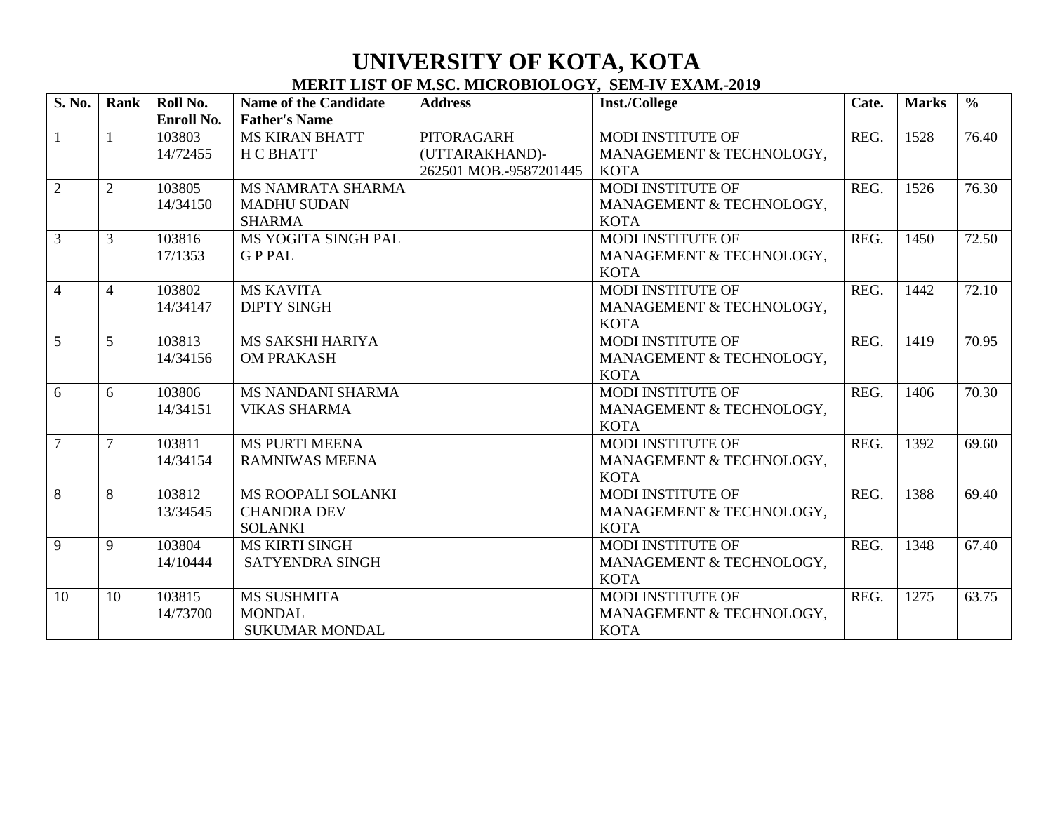# UNIVERSITY OF KOTA, KOTA

## MERIT LIST OF M.SC. MICROBIOLOGY, SEM-IV EXAM.-2019

| S. No. | Rank | Roll No. Enroll No. | Name of the Candidate Father's Name | Address | Inst./College | Cate. | Marks | % |
|---|---|---|---|---|---|---|---|---|
| 1 | 1 | 103803 14/72455 | MS KIRAN BHATT H C BHATT | PITORAGARH (UTTARAKHAND)- 262501 MOB.-9587201445 | MODI INSTITUTE OF MANAGEMENT & TECHNOLOGY, KOTA | REG. | 1528 | 76.40 |
| 2 | 2 | 103805 14/34150 | MS NAMRATA SHARMA MADHU SUDAN SHARMA | | MODI INSTITUTE OF MANAGEMENT & TECHNOLOGY, KOTA | REG. | 1526 | 76.30 |
| 3 | 3 | 103816 17/1353 | MS YOGITA SINGH PAL G P PAL | | MODI INSTITUTE OF MANAGEMENT & TECHNOLOGY, KOTA | REG. | 1450 | 72.50 |
| 4 | 4 | 103802 14/34147 | MS KAVITA DIPTY SINGH | | MODI INSTITUTE OF MANAGEMENT & TECHNOLOGY, KOTA | REG. | 1442 | 72.10 |
| 5 | 5 | 103813 14/34156 | MS SAKSHI HARIYA OM PRAKASH | | MODI INSTITUTE OF MANAGEMENT & TECHNOLOGY, KOTA | REG. | 1419 | 70.95 |
| 6 | 6 | 103806 14/34151 | MS NANDANI SHARMA VIKAS SHARMA | | MODI INSTITUTE OF MANAGEMENT & TECHNOLOGY, KOTA | REG. | 1406 | 70.30 |
| 7 | 7 | 103811 14/34154 | MS PURTI MEENA RAMNIWAS MEENA | | MODI INSTITUTE OF MANAGEMENT & TECHNOLOGY, KOTA | REG. | 1392 | 69.60 |
| 8 | 8 | 103812 13/34545 | MS ROOPALI SOLANKI CHANDRA DEV SOLANKI | | MODI INSTITUTE OF MANAGEMENT & TECHNOLOGY, KOTA | REG. | 1388 | 69.40 |
| 9 | 9 | 103804 14/10444 | MS KIRTI SINGH SATYENDRA SINGH | | MODI INSTITUTE OF MANAGEMENT & TECHNOLOGY, KOTA | REG. | 1348 | 67.40 |
| 10 | 10 | 103815 14/73700 | MS SUSHMITA MONDAL SUKUMAR MONDAL | | MODI INSTITUTE OF MANAGEMENT & TECHNOLOGY, KOTA | REG. | 1275 | 63.75 |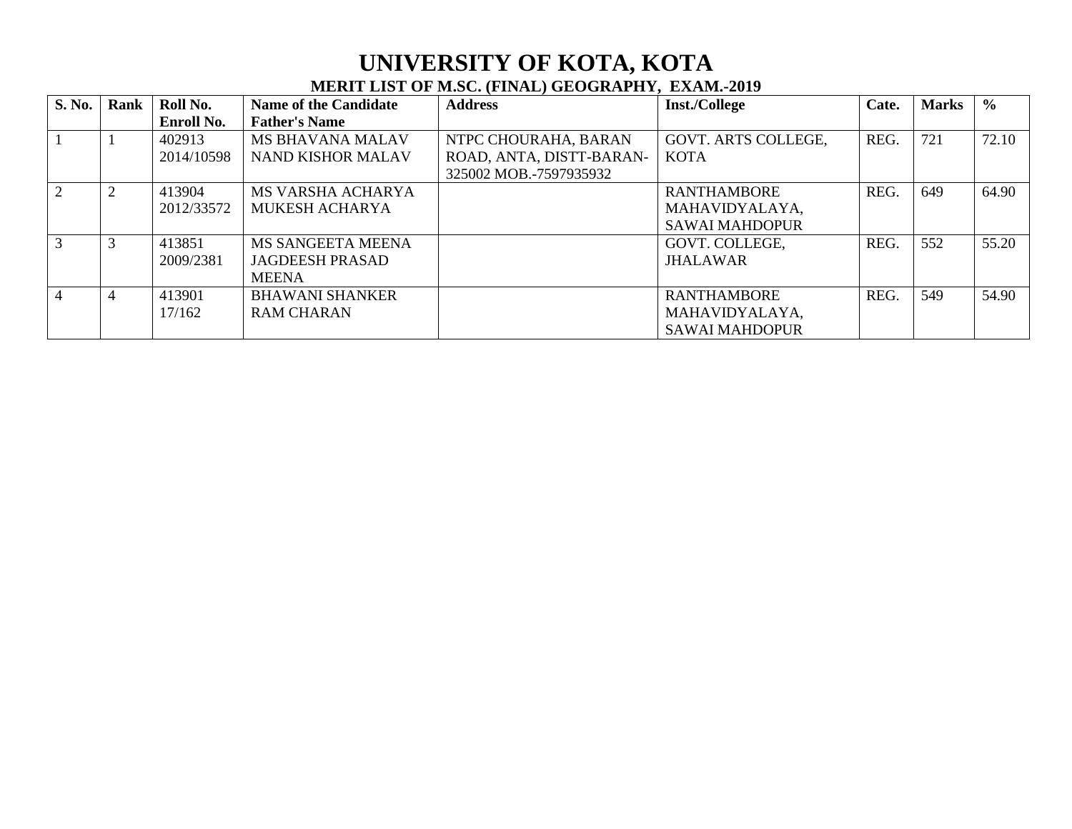# UNIVERSITY OF KOTA, KOTA

## MERIT LIST OF M.SC. (FINAL) GEOGRAPHY, EXAM.-2019

| S. No. | Rank | Roll No. Enroll No. | Name of the Candidate Father's Name | Address | Inst./College | Cate. | Marks | % |
|---|---|---|---|---|---|---|---|---|
| 1 | 1 | 402913 2014/10598 | MS BHAVANA MALAV NAND KISHOR MALAV | NTPC CHOURAHA, BARAN ROAD, ANTA, DISTT-BARAN-325002 MOB.-7597935932 | GOVT. ARTS COLLEGE, KOTA | REG. | 721 | 72.10 |
| 2 | 2 | 413904 2012/33572 | MS VARSHA ACHARYA MUKESH ACHARYA | | RANTHAMBORE MAHAVIDYALAYA, SAWAI MAHDOPUR | REG. | 649 | 64.90 |
| 3 | 3 | 413851 2009/2381 | MS SANGEETA MEENA JAGDEESH PRASAD MEENA | | GOVT. COLLEGE, JHALAWAR | REG. | 552 | 55.20 |
| 4 | 4 | 413901 17/162 | BHAWANI SHANKER RAM CHARAN | | RANTHAMBORE MAHAVIDYALAYA, SAWAI MAHDOPUR | REG. | 549 | 54.90 |